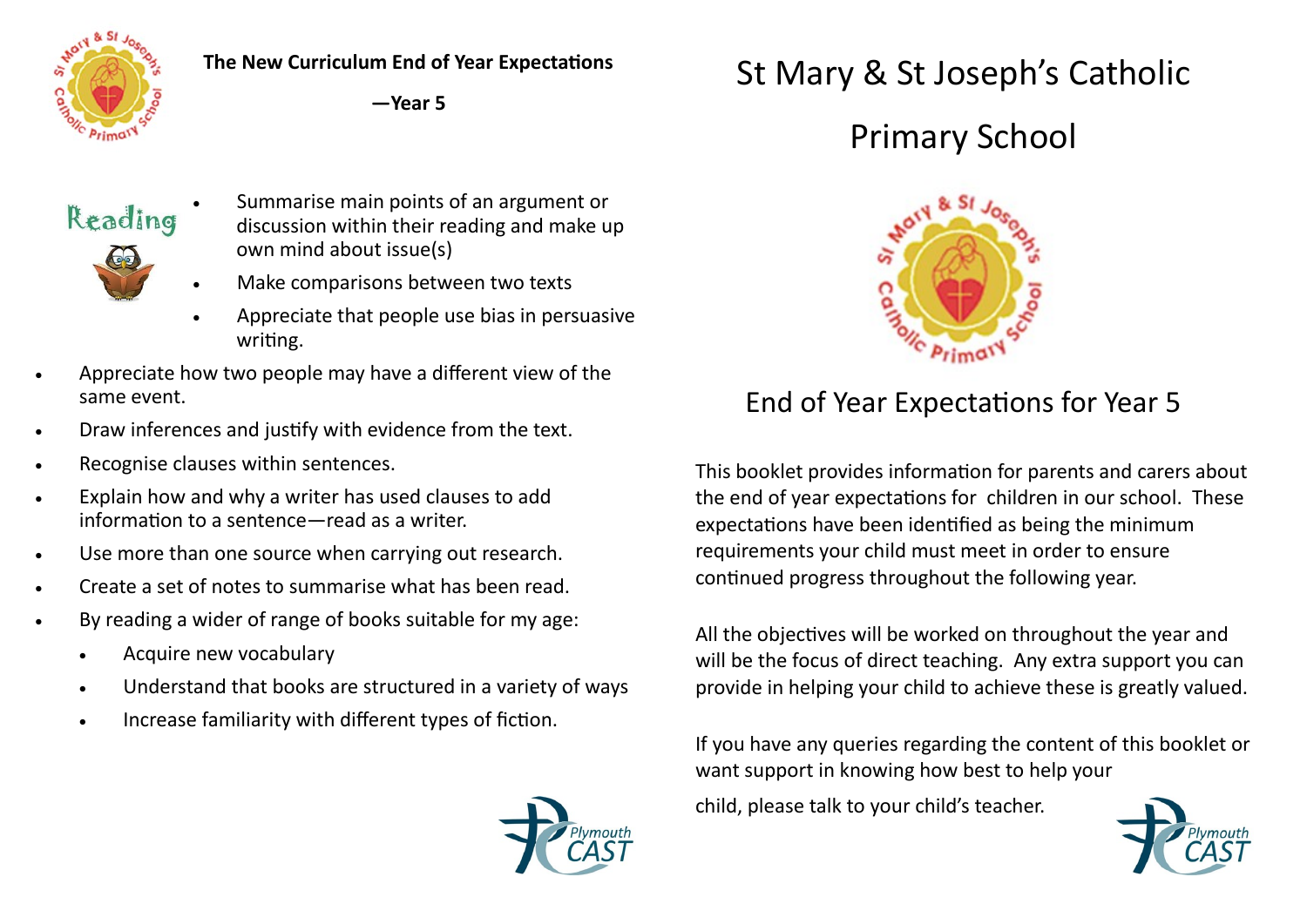**The New Curriculum End of Year Expectations**

**—Year 5**

## Reading

- Summarise main points of an argument or discussion within their reading and make up own mind about issue(s)
- Make comparisons between two texts
- Appreciate that people use bias in persuasive writing.
- Appreciate how two people may have a different view of the same event.
- Draw inferences and justify with evidence from the text.
- Recognise clauses within sentences.
- Explain how and why a writer has used clauses to add information to a sentence—read as a writer.
- Use more than one source when carrying out research.
- Create a set of notes to summarise what has been read.
- By reading a wider of range of books suitable for my age:
    - Acquire new vocabulary
    - Understand that books are structured in a variety of ways
    - Increase familiarity with different types of fiction.

Plymouth CAST

# St Mary & St Joseph's Catholic Primary School

## End of Year Expectations for Year 5

This booklet provides information for parents and carers about the end of year expectations for children in our school. These expectations have been identified as being the minimum requirements your child must meet in order to ensure continued progress throughout the following year.

All the objectives will be worked on throughout the year and will be the focus of direct teaching. Any extra support you can provide in helping your child to achieve these is greatly valued.

If you have any queries regarding the content of this booklet or want support in knowing how best to help your child, please talk to your child's teacher.

Plymouth CAST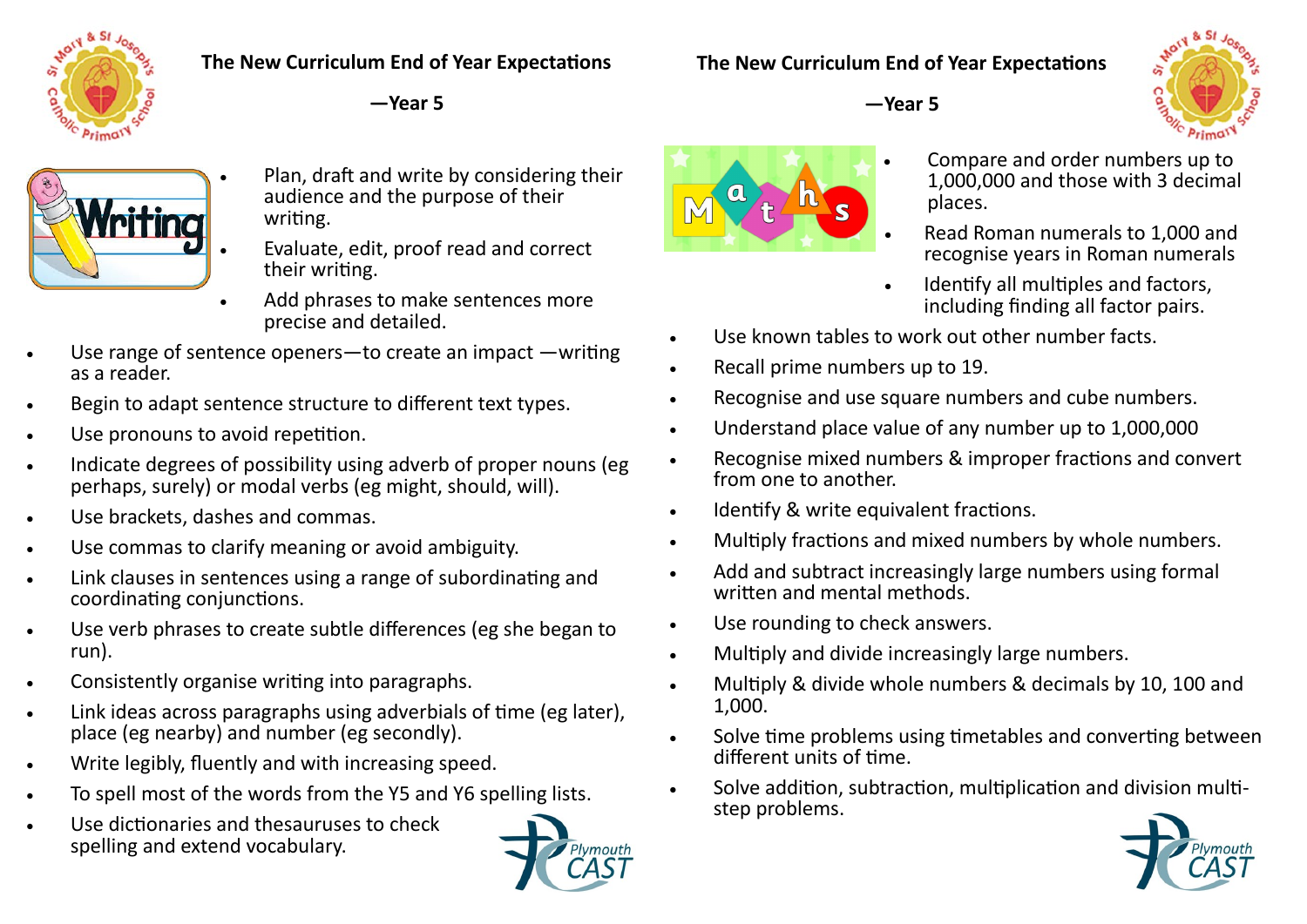## The New Curriculum End of Year Expectations

### —Year 5

### Writing

- Plan, draft and write by considering their audience and the purpose of their writing.
- Evaluate, edit, proof read and correct their writing.
- Add phrases to make sentences more precise and detailed.
- Use range of sentence openers—to create an impact —writing as a reader.
- Begin to adapt sentence structure to different text types.
- Use pronouns to avoid repetition.
- Indicate degrees of possibility using adverb of proper nouns (eg perhaps, surely) or modal verbs (eg might, should, will).
- Use brackets, dashes and commas.
- Use commas to clarify meaning or avoid ambiguity.
- Link clauses in sentences using a range of subordinating and coordinating conjunctions.
- Use verb phrases to create subtle differences (eg she began to run).
- Consistently organise writing into paragraphs.
- Link ideas across paragraphs using adverbials of time (eg later), place (eg nearby) and number (eg secondly).
- Write legibly, fluently and with increasing speed.
- To spell most of the words from the Y5 and Y6 spelling lists.
- Use dictionaries and thesauruses to check spelling and extend vocabulary.

## The New Curriculum End of Year Expectations

### —Year 5

### Maths

- Compare and order numbers up to 1,000,000 and those with 3 decimal places.
- Read Roman numerals to 1,000 and recognise years in Roman numerals
- Identify all multiples and factors, including finding all factor pairs.
- Use known tables to work out other number facts.
- Recall prime numbers up to 19.
- Recognise and use square numbers and cube numbers.
- Understand place value of any number up to 1,000,000
- Recognise mixed numbers & improper fractions and convert from one to another.
- Identify & write equivalent fractions.
- Multiply fractions and mixed numbers by whole numbers.
- Add and subtract increasingly large numbers using formal written and mental methods.
- Use rounding to check answers.
- Multiply and divide increasingly large numbers.
- Multiply & divide whole numbers & decimals by 10, 100 and 1,000.
- Solve time problems using timetables and converting between different units of time.
- Solve addition, subtraction, multiplication and division multi-step problems.